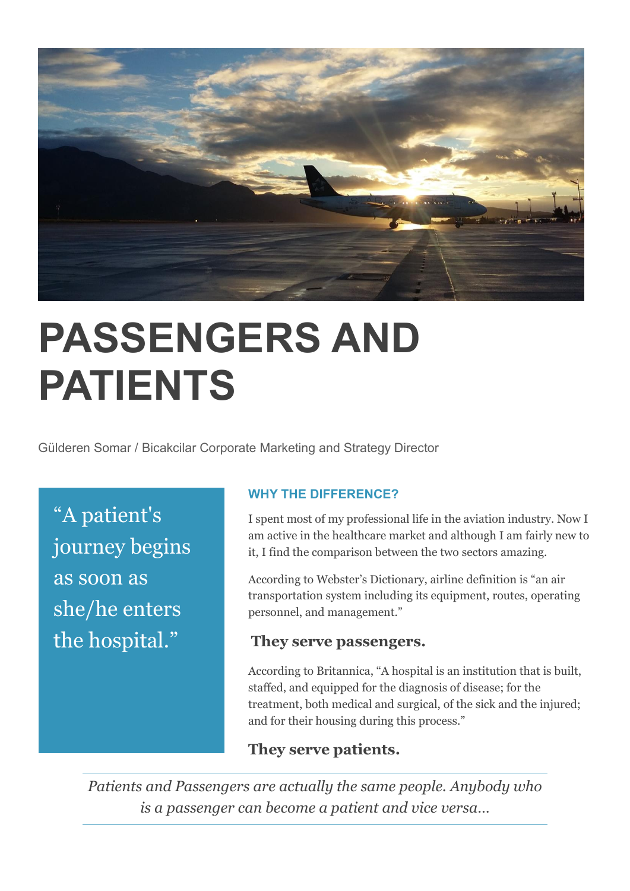# PASSENGERS AND PATIENTS

Gülderen Somar / Bicakcilar Corporate Marketing and Strategy Director

> "A patient's journey begins as soon as she/he enters the hospital."

## WHY THE DIFFERENCE?

I spent most of my professional life in the aviation industry. Now I am active in the healthcare market and although I am fairly new to it, I find the comparison between the two sectors amazing.

According to Webster's Dictionary, airline definition is "an air transportation system including its equipment, routes, operating personnel, and management."

**They serve passengers.**

According to Britannica, "A hospital is an institution that is built, staffed, and equipped for the diagnosis of disease; for the treatment, both medical and surgical, of the sick and the injured; and for their housing during this process."

**They serve patients.**

*Patients and Passengers are actually the same people. Anybody who is a passenger can become a patient and vice versa...*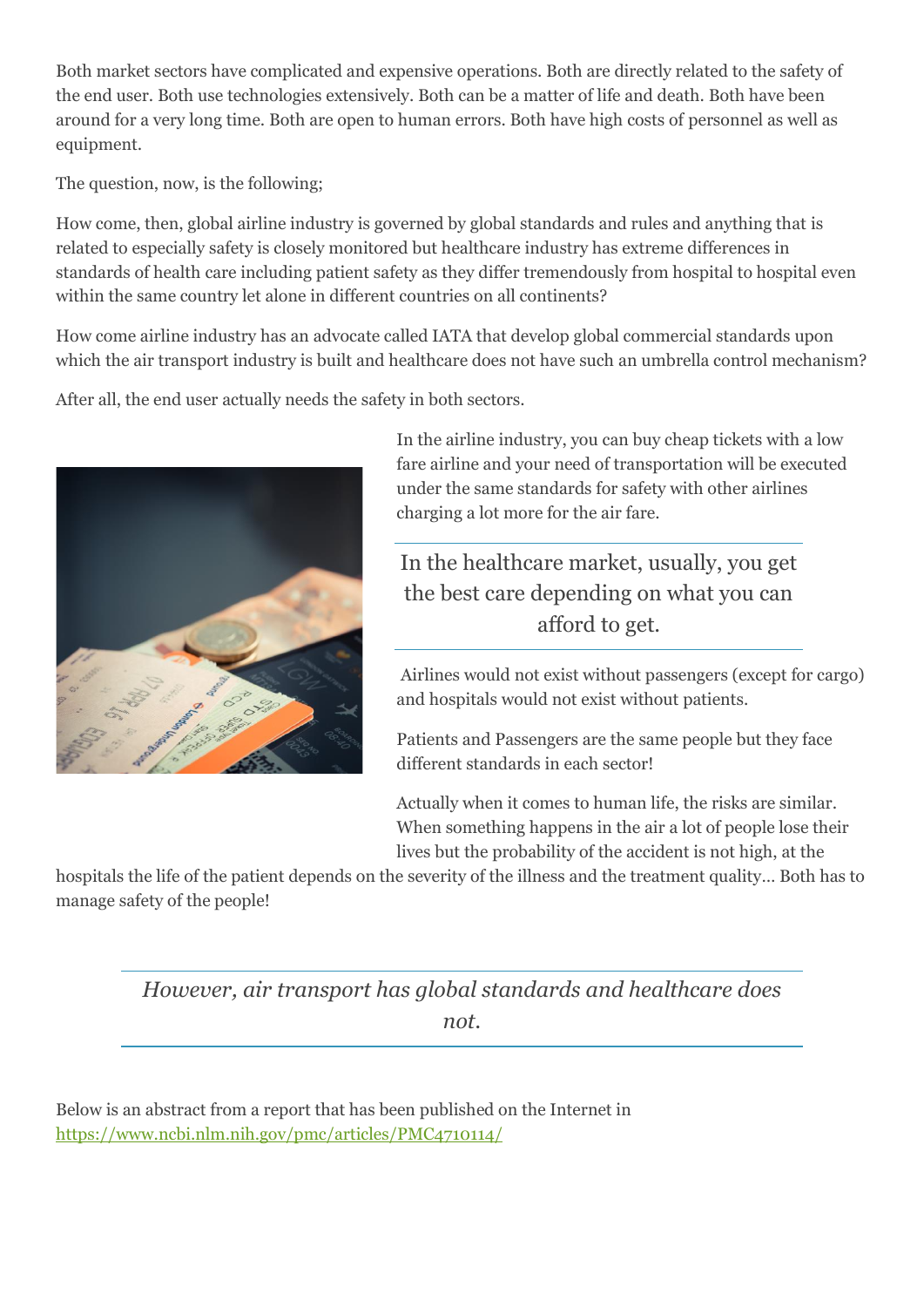Both market sectors have complicated and expensive operations. Both are directly related to the safety of the end user. Both use technologies extensively. Both can be a matter of life and death. Both have been around for a very long time. Both are open to human errors. Both have high costs of personnel as well as equipment.

The question, now, is the following;

How come, then, global airline industry is governed by global standards and rules and anything that is related to especially safety is closely monitored but healthcare industry has extreme differences in standards of health care including patient safety as they differ tremendously from hospital to hospital even within the same country let alone in different countries on all continents?

How come airline industry has an advocate called IATA that develop global commercial standards upon which the air transport industry is built and healthcare does not have such an umbrella control mechanism?

After all, the end user actually needs the safety in both sectors.

In the airline industry, you can buy cheap tickets with a low fare airline and your need of transportation will be executed under the same standards for safety with other airlines charging a lot more for the air fare.

> In the healthcare market, usually, you get the best care depending on what you can afford to get.

Airlines would not exist without passengers (except for cargo) and hospitals would not exist without patients.

Patients and Passengers are the same people but they face different standards in each sector!

Actually when it comes to human life, the risks are similar. When something happens in the air a lot of people lose their lives but the probability of the accident is not high, at the hospitals the life of the patient depends on the severity of the illness and the treatment quality… Both has to manage safety of the people!

> *However, air transport has global standards and healthcare does not.*

Below is an abstract from a report that has been published on the Internet in [https://www.ncbi.nlm.nih.gov/pmc/articles/PMC4710114/](https://www.ncbi.nlm.nih.gov/pmc/articles/PMC4710114/)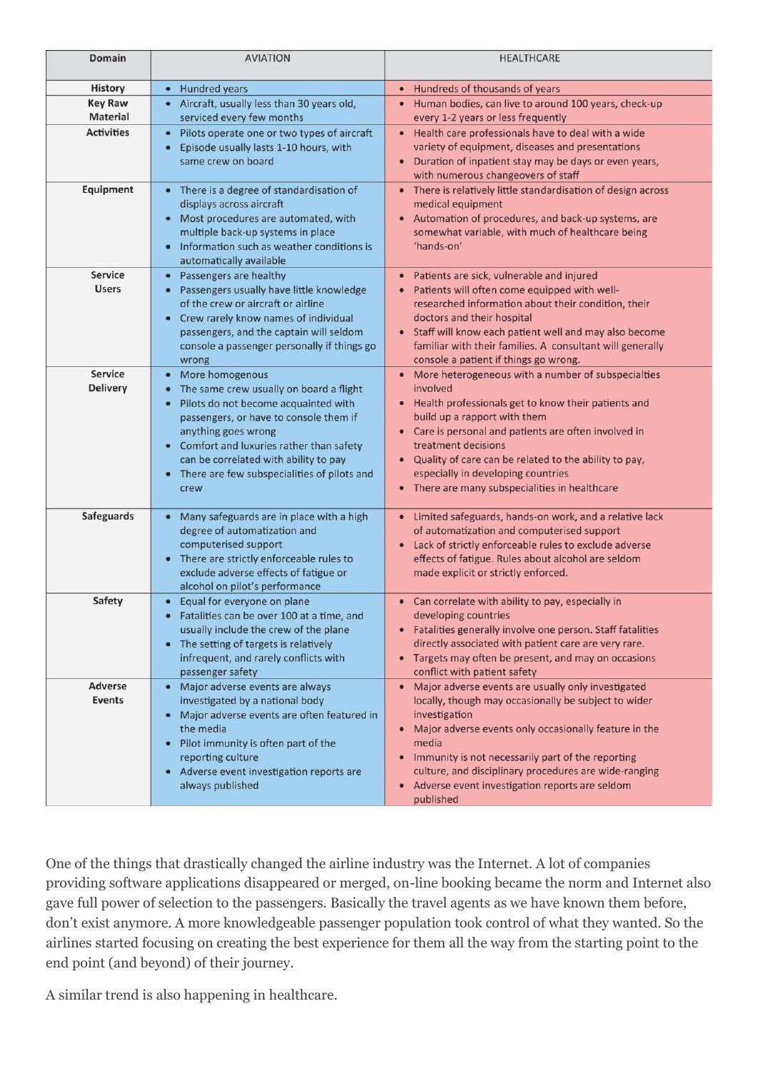| Domain | AVIATION | HEALTHCARE |
|---|---|---|
| **History** | • Hundred years | • Hundreds of thousands of years |
| **Key Raw Material** | • Aircraft, usually less than 30 years old, serviced every few months | • Human bodies, can live to around 100 years, check-up every 1-2 years or less frequently |
| **Activities** | • Pilots operate one or two types of aircraft<br>• Episode usually lasts 1-10 hours, with same crew on board | • Health care professionals have to deal with a wide variety of equipment, diseases and presentations<br>• Duration of inpatient stay may be days or even years, with numerous changeovers of staff |
| **Equipment** | • There is a degree of standardisation of displays across aircraft<br>• Most procedures are automated, with multiple back-up systems in place<br>• Information such as weather conditions is automatically available | • There is relatively little standardisation of design across medical equipment<br>• Automation of procedures, and back-up systems, are somewhat variable, with much of healthcare being 'hands-on' |
| **Service Users** | • Passengers are healthy<br>• Passengers usually have little knowledge of the crew or aircraft or airline<br>• Crew rarely know names of individual passengers, and the captain will seldom console a passenger personally if things go wrong | • Patients are sick, vulnerable and injured<br>• Patients will often come equipped with well-researched information about their condition, their doctors and their hospital<br>• Staff will know each patient well and may also become familiar with their families. A consultant will generally console a patient if things go wrong. |
| **Service Delivery** | • More homogenous<br>• The same crew usually on board a flight<br>• Pilots do not become acquainted with passengers, or have to console them if anything goes wrong<br>• Comfort and luxuries rather than safety can be correlated with ability to pay<br>• There are few subspecialities of pilots and crew | • More heterogeneous with a number of subspecialties involved<br>• Health professionals get to know their patients and build up a rapport with them<br>• Care is personal and patients are often involved in treatment decisions<br>• Quality of care can be related to the ability to pay, especially in developing countries<br>• There are many subspecialities in healthcare |
| **Safeguards** | • Many safeguards are in place with a high degree of automatization and computerised support<br>• There are strictly enforceable rules to exclude adverse effects of fatigue or alcohol on pilot's performance | • Limited safeguards, hands-on work, and a relative lack of automatization and computerised support<br>• Lack of strictly enforceable rules to exclude adverse effects of fatigue. Rules about alcohol are seldom made explicit or strictly enforced. |
| **Safety** | • Equal for everyone on plane<br>• Fatalities can be over 100 at a time, and usually include the crew of the plane<br>• The setting of targets is relatively infrequent, and rarely conflicts with passenger safety | • Can correlate with ability to pay, especially in developing countries<br>• Fatalities generally involve one person. Staff fatalities directly associated with patient care are very rare.<br>• Targets may often be present, and may on occasions conflict with patient safety |
| **Adverse Events** | • Major adverse events are always investigated by a national body<br>• Major adverse events are often featured in the media<br>• Pilot immunity is often part of the reporting culture<br>• Adverse event investigation reports are always published | • Major adverse events are usually only investigated locally, though may occasionally be subject to wider investigation<br>• Major adverse events only occasionally feature in the media<br>• Immunity is not necessarily part of the reporting culture, and disciplinary procedures are wide-ranging<br>• Adverse event investigation reports are seldom published |

One of the things that drastically changed the airline industry was the Internet. A lot of companies providing software applications disappeared or merged, on-line booking became the norm and Internet also gave full power of selection to the passengers. Basically the travel agents as we have known them before, don't exist anymore. A more knowledgeable passenger population took control of what they wanted. So the airlines started focusing on creating the best experience for them all the way from the starting point to the end point (and beyond) of their journey.

A similar trend is also happening in healthcare.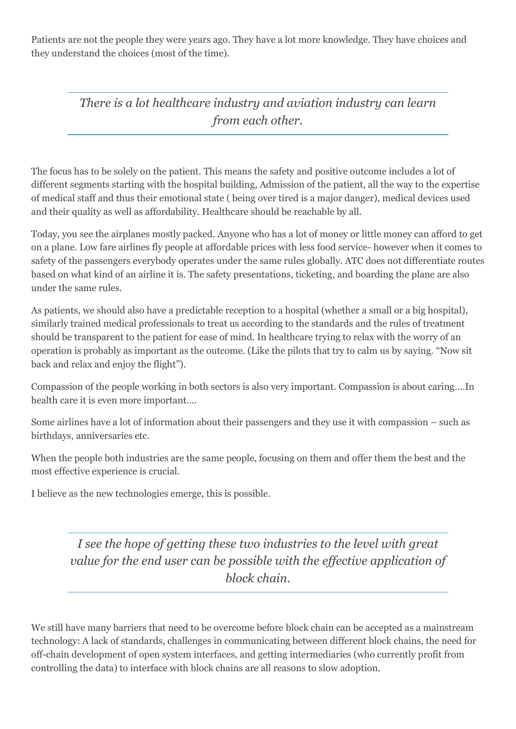Patients are not the people they were years ago. They have a lot more knowledge. They have choices and they understand the choices (most of the time).

> *There is a lot healthcare industry and aviation industry can learn from each other.*

The focus has to be solely on the patient. This means the safety and positive outcome includes a lot of different segments starting with the hospital building, Admission of the patient, all the way to the expertise of medical staff and thus their emotional state ( being over tired is a major danger), medical devices used and their quality as well as affordability. Healthcare should be reachable by all.

Today, you see the airplanes mostly packed. Anyone who has a lot of money or little money can afford to get on a plane. Low fare airlines fly people at affordable prices with less food service- however when it comes to safety of the passengers everybody operates under the same rules globally. ATC does not differentiate routes based on what kind of an airline it is. The safety presentations, ticketing, and boarding the plane are also under the same rules.

As patients, we should also have a predictable reception to a hospital (whether a small or a big hospital), similarly trained medical professionals to treat us according to the standards and the rules of treatment should be transparent to the patient for ease of mind. In healthcare trying to relax with the worry of an operation is probably as important as the outcome. (Like the pilots that try to calm us by saying. "Now sit back and relax and enjoy the flight").

Compassion of the people working in both sectors is also very important. Compassion is about caring….In health care it is even more important….

Some airlines have a lot of information about their passengers and they use it with compassion – such as birthdays, anniversaries etc.

When the people both industries are the same people, focusing on them and offer them the best and the most effective experience is crucial.

I believe as the new technologies emerge, this is possible.

> *I see the hope of getting these two industries to the level with great value for the end user can be possible with the effective application of block chain.*

We still have many barriers that need to be overcome before block chain can be accepted as a mainstream technology: A lack of standards, challenges in communicating between different block chains, the need for off-chain development of open system interfaces, and getting intermediaries (who currently profit from controlling the data) to interface with block chains are all reasons to slow adoption.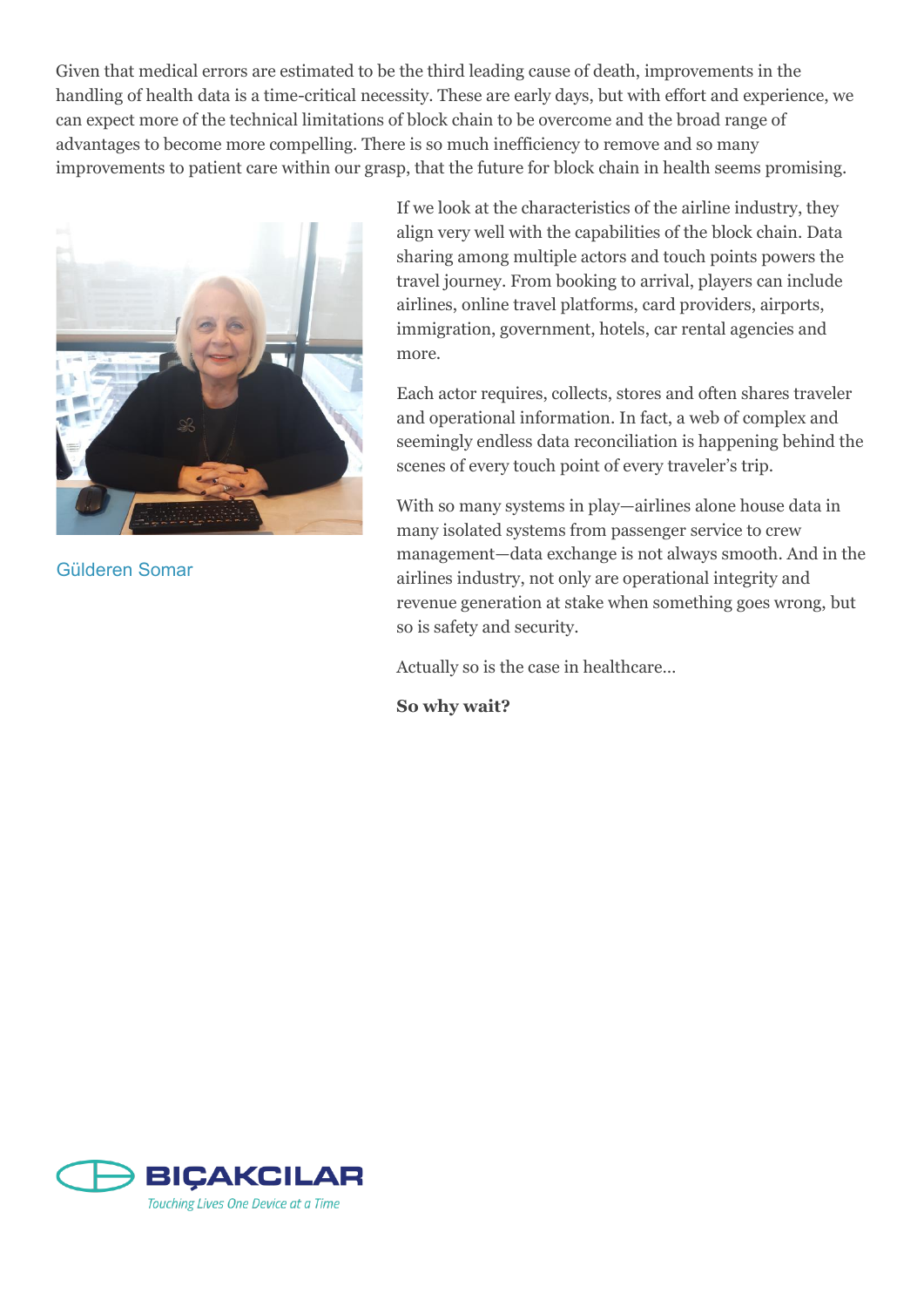Given that medical errors are estimated to be the third leading cause of death, improvements in the handling of health data is a time-critical necessity. These are early days, but with effort and experience, we can expect more of the technical limitations of block chain to be overcome and the broad range of advantages to become more compelling. There is so much inefficiency to remove and so many improvements to patient care within our grasp, that the future for block chain in health seems promising.

Gülderen Somar

If we look at the characteristics of the airline industry, they align very well with the capabilities of the block chain. Data sharing among multiple actors and touch points powers the travel journey. From booking to arrival, players can include airlines, online travel platforms, card providers, airports, immigration, government, hotels, car rental agencies and more.

Each actor requires, collects, stores and often shares traveler and operational information. In fact, a web of complex and seemingly endless data reconciliation is happening behind the scenes of every touch point of every traveler's trip.

With so many systems in play—airlines alone house data in many isolated systems from passenger service to crew management—data exchange is not always smooth. And in the airlines industry, not only are operational integrity and revenue generation at stake when something goes wrong, but so is safety and security.

Actually so is the case in healthcare...

**So why wait?**

BIÇAKCILAR

*Touching Lives One Device at a Time*